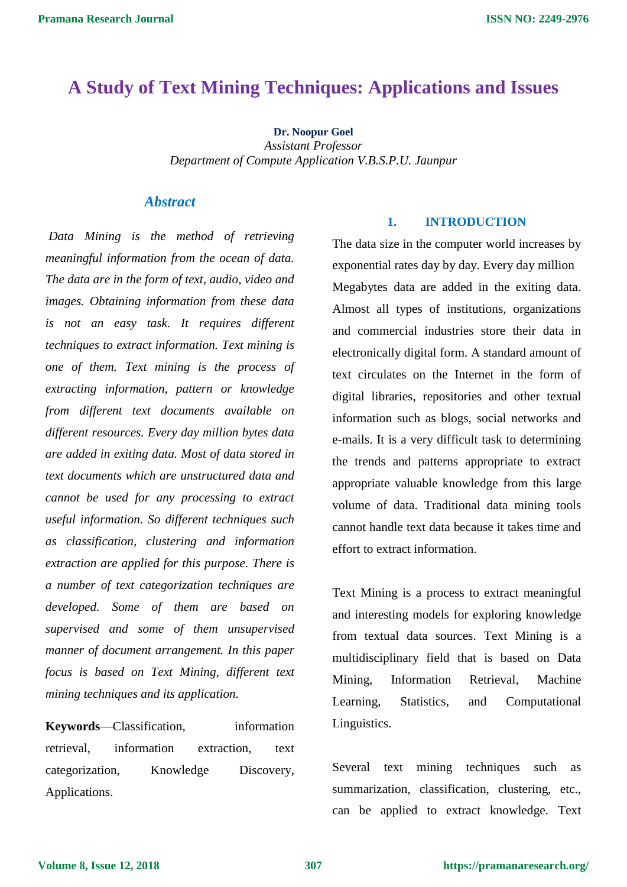# A Study of Text Mining Techniques: Applications and Issues

**Dr. Noopur Goel**
*Assistant Professor*
*Department of Compute Application V.B.S.P.U. Jaunpur*

## *Abstract*

*Data Mining is the method of retrieving meaningful information from the ocean of data. The data are in the form of text, audio, video and images. Obtaining information from these data is not an easy task. It requires different techniques to extract information. Text mining is one of them. Text mining is the process of extracting information, pattern or knowledge from different text documents available on different resources. Every day million bytes data are added in exiting data. Most of data stored in text documents which are unstructured data and cannot be used for any processing to extract useful information. So different techniques such as classification, clustering and information extraction are applied for this purpose. There is a number of text categorization techniques are developed. Some of them are based on supervised and some of them unsupervised manner of document arrangement. In this paper focus is based on Text Mining, different text mining techniques and its application.*

**Keywords**—Classification, information retrieval, information extraction, text categorization, Knowledge Discovery, Applications.

## 1. INTRODUCTION

The data size in the computer world increases by exponential rates day by day. Every day million Megabytes data are added in the exiting data. Almost all types of institutions, organizations and commercial industries store their data in electronically digital form. A standard amount of text circulates on the Internet in the form of digital libraries, repositories and other textual information such as blogs, social networks and e-mails. It is a very difficult task to determining the trends and patterns appropriate to extract appropriate valuable knowledge from this large volume of data. Traditional data mining tools cannot handle text data because it takes time and effort to extract information.

Text Mining is a process to extract meaningful and interesting models for exploring knowledge from textual data sources. Text Mining is a multidisciplinary field that is based on Data Mining, Information Retrieval, Machine Learning, Statistics, and Computational Linguistics.

Several text mining techniques such as summarization, classification, clustering, etc., can be applied to extract knowledge. Text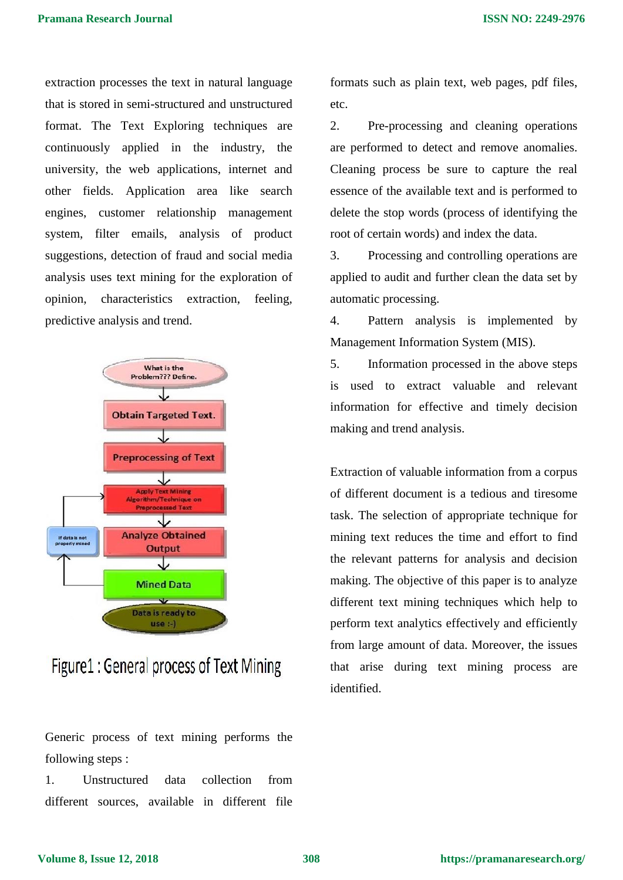extraction processes the text in natural language that is stored in semi-structured and unstructured format. The Text Exploring techniques are continuously applied in the industry, the university, the web applications, internet and other fields. Application area like search engines, customer relationship management system, filter emails, analysis of product suggestions, detection of fraud and social media analysis uses text mining for the exploration of opinion, characteristics extraction, feeling, predictive analysis and trend.

Figure1 : General process of Text Mining

Generic process of text mining performs the following steps :

1. Unstructured data collection from different sources, available in different file formats such as plain text, web pages, pdf files, etc.
2. Pre-processing and cleaning operations are performed to detect and remove anomalies. Cleaning process be sure to capture the real essence of the available text and is performed to delete the stop words (process of identifying the root of certain words) and index the data.
3. Processing and controlling operations are applied to audit and further clean the data set by automatic processing.
4. Pattern analysis is implemented by Management Information System (MIS).
5. Information processed in the above steps is used to extract valuable and relevant information for effective and timely decision making and trend analysis.

Extraction of valuable information from a corpus of different document is a tedious and tiresome task. The selection of appropriate technique for mining text reduces the time and effort to find the relevant patterns for analysis and decision making. The objective of this paper is to analyze different text mining techniques which help to perform text analytics effectively and efficiently from large amount of data. Moreover, the issues that arise during text mining process are identified.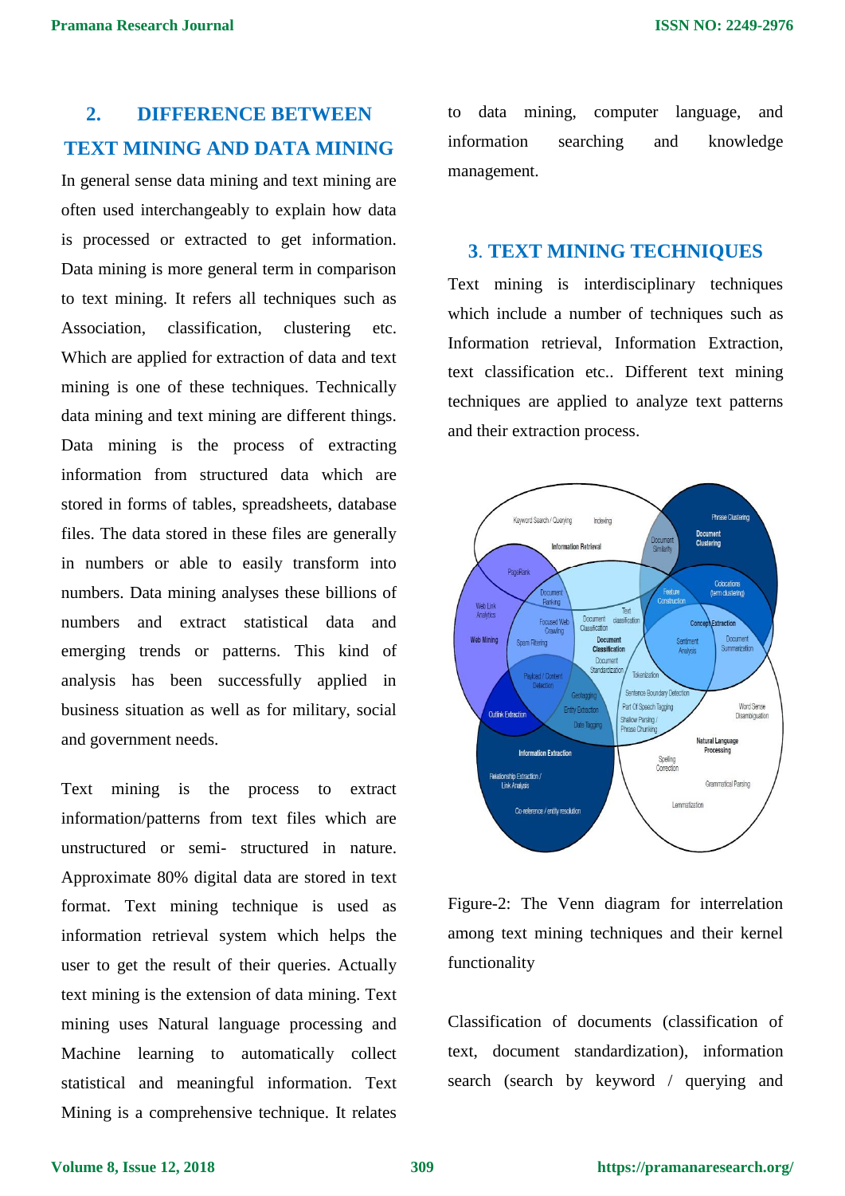## 2. DIFFERENCE BETWEEN TEXT MINING AND DATA MINING

In general sense data mining and text mining are often used interchangeably to explain how data is processed or extracted to get information. Data mining is more general term in comparison to text mining. It refers all techniques such as Association, classification, clustering etc. Which are applied for extraction of data and text mining is one of these techniques. Technically data mining and text mining are different things. Data mining is the process of extracting information from structured data which are stored in forms of tables, spreadsheets, database files. The data stored in these files are generally in numbers or able to easily transform into numbers. Data mining analyses these billions of numbers and extract statistical data and emerging trends or patterns. This kind of analysis has been successfully applied in business situation as well as for military, social and government needs.

Text mining is the process to extract information/patterns from text files which are unstructured or semi- structured in nature. Approximate 80% digital data are stored in text format. Text mining technique is used as information retrieval system which helps the user to get the result of their queries. Actually text mining is the extension of data mining. Text mining uses Natural language processing and Machine learning to automatically collect statistical and meaningful information. Text Mining is a comprehensive technique. It relates to data mining, computer language, and information searching and knowledge management.

## 3. TEXT MINING TECHNIQUES

Text mining is interdisciplinary techniques which include a number of techniques such as Information retrieval, Information Extraction, text classification etc.. Different text mining techniques are applied to analyze text patterns and their extraction process.

Figure-2: The Venn diagram for interrelation among text mining techniques and their kernel functionality

Classification of documents (classification of text, document standardization), information search (search by keyword / querying and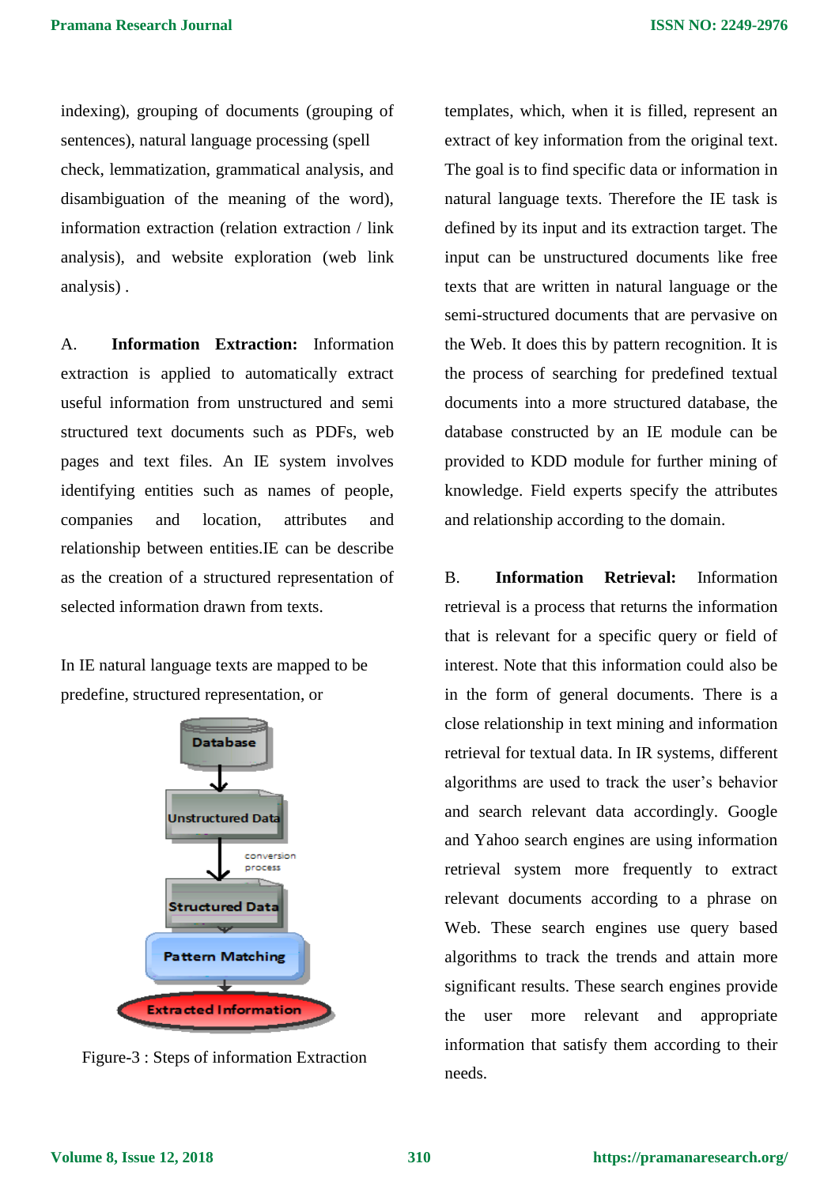indexing), grouping of documents (grouping of sentences), natural language processing (spell check, lemmatization, grammatical analysis, and disambiguation of the meaning of the word), information extraction (relation extraction / link analysis), and website exploration (web link analysis) .

A. **Information Extraction:** Information extraction is applied to automatically extract useful information from unstructured and semi structured text documents such as PDFs, web pages and text files. An IE system involves identifying entities such as names of people, companies and location, attributes and relationship between entities.IE can be describe as the creation of a structured representation of selected information drawn from texts.

In IE natural language texts are mapped to be predefine, structured representation, or templates, which, when it is filled, represent an extract of key information from the original text. The goal is to find specific data or information in natural language texts. Therefore the IE task is defined by its input and its extraction target. The input can be unstructured documents like free texts that are written in natural language or the semi-structured documents that are pervasive on the Web. It does this by pattern recognition. It is the process of searching for predefined textual documents into a more structured database, the database constructed by an IE module can be provided to KDD module for further mining of knowledge. Field experts specify the attributes and relationship according to the domain.

Figure-3 : Steps of information Extraction

B. **Information Retrieval:** Information retrieval is a process that returns the information that is relevant for a specific query or field of interest. Note that this information could also be in the form of general documents. There is a close relationship in text mining and information retrieval for textual data. In IR systems, different algorithms are used to track the user's behavior and search relevant data accordingly. Google and Yahoo search engines are using information retrieval system more frequently to extract relevant documents according to a phrase on Web. These search engines use query based algorithms to track the trends and attain more significant results. These search engines provide the user more relevant and appropriate information that satisfy them according to their needs.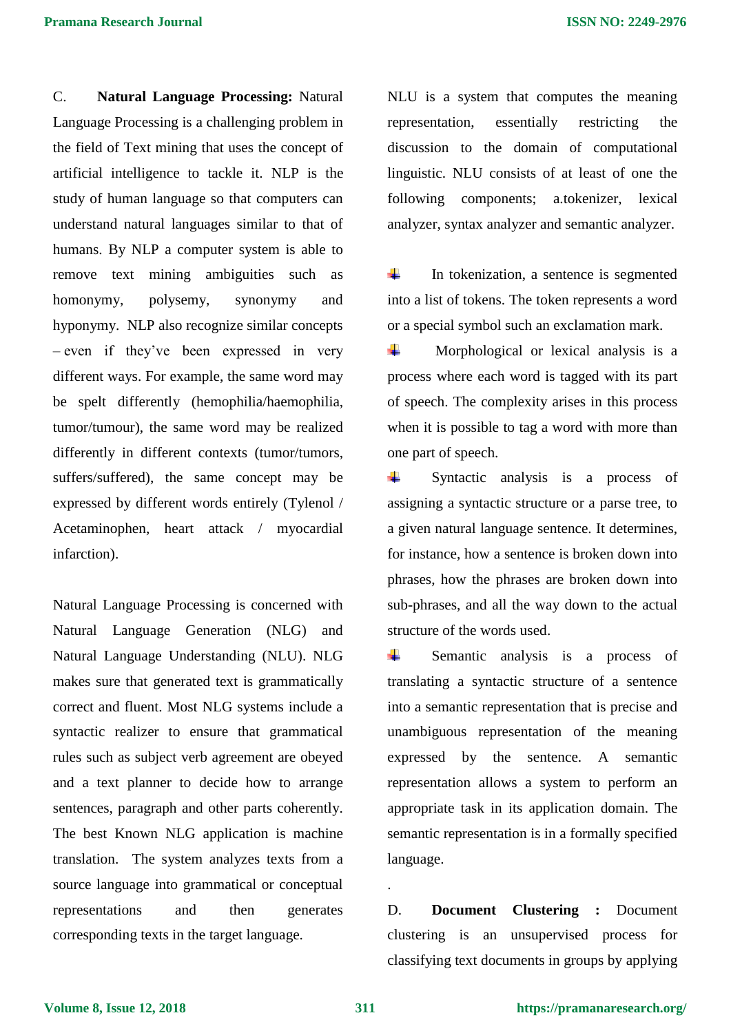C. **Natural Language Processing:** Natural Language Processing is a challenging problem in the field of Text mining that uses the concept of artificial intelligence to tackle it. NLP is the study of human language so that computers can understand natural languages similar to that of humans. By NLP a computer system is able to remove text mining ambiguities such as homonymy, polysemy, synonymy and hyponymy. NLP also recognize similar concepts – even if they've been expressed in very different ways. For example, the same word may be spelt differently (hemophilia/haemophilia, tumor/tumour), the same word may be realized differently in different contexts (tumor/tumors, suffers/suffered), the same concept may be expressed by different words entirely (Tylenol / Acetaminophen, heart attack / myocardial infarction).

Natural Language Processing is concerned with Natural Language Generation (NLG) and Natural Language Understanding (NLU). NLG makes sure that generated text is grammatically correct and fluent. Most NLG systems include a syntactic realizer to ensure that grammatical rules such as subject verb agreement are obeyed and a text planner to decide how to arrange sentences, paragraph and other parts coherently. The best Known NLG application is machine translation. The system analyzes texts from a source language into grammatical or conceptual representations and then generates corresponding texts in the target language.

NLU is a system that computes the meaning representation, essentially restricting the discussion to the domain of computational linguistic. NLU consists of at least of one the following components; a.tokenizer, lexical analyzer, syntax analyzer and semantic analyzer.

- In tokenization, a sentence is segmented into a list of tokens. The token represents a word or a special symbol such an exclamation mark.
- Morphological or lexical analysis is a process where each word is tagged with its part of speech. The complexity arises in this process when it is possible to tag a word with more than one part of speech.
- Syntactic analysis is a process of assigning a syntactic structure or a parse tree, to a given natural language sentence. It determines, for instance, how a sentence is broken down into phrases, how the phrases are broken down into sub-phrases, and all the way down to the actual structure of the words used.
- Semantic analysis is a process of translating a syntactic structure of a sentence into a semantic representation that is precise and unambiguous representation of the meaning expressed by the sentence. A semantic representation allows a system to perform an appropriate task in its application domain. The semantic representation is in a formally specified language.

.

D. **Document Clustering :** Document clustering is an unsupervised process for classifying text documents in groups by applying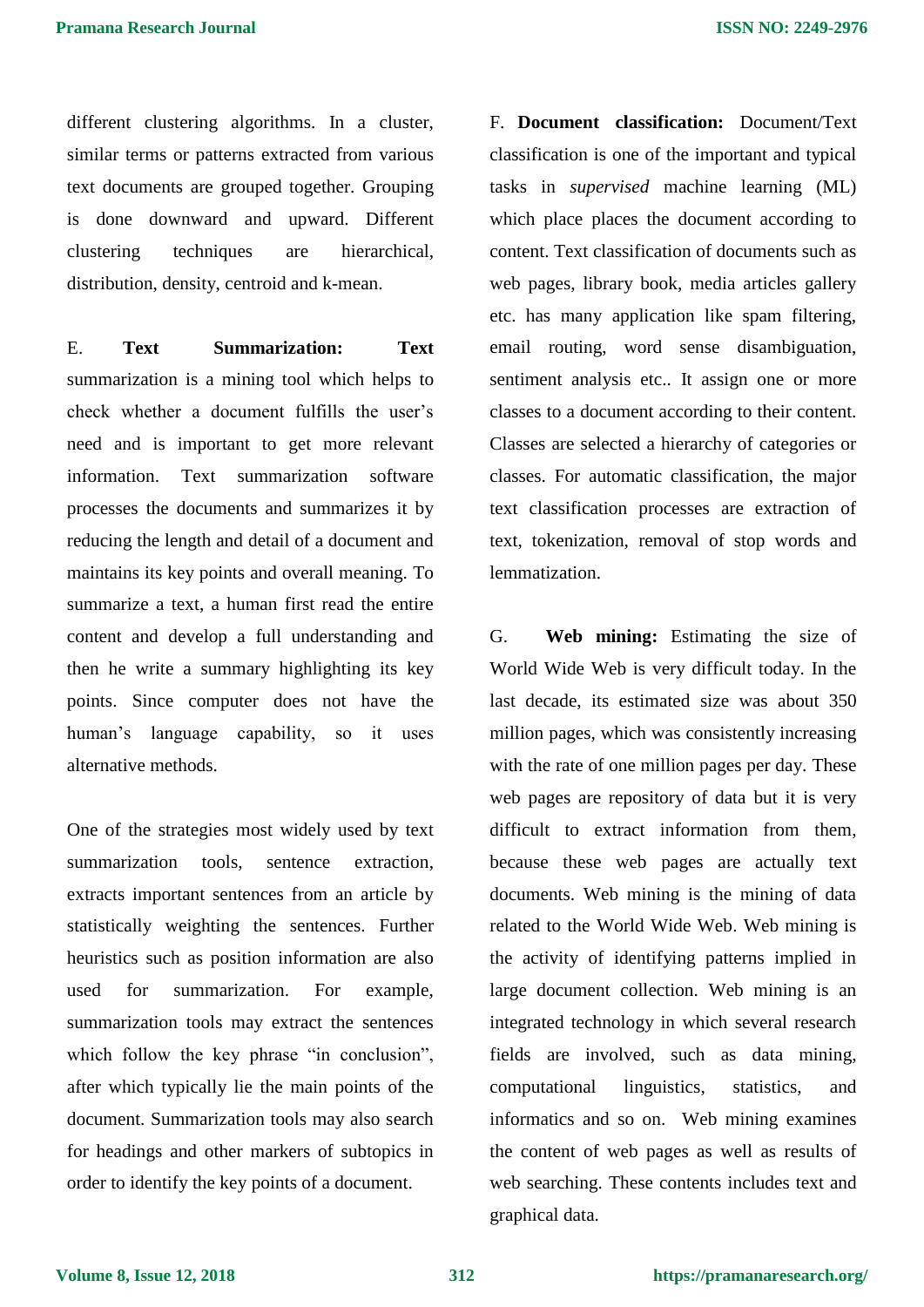different clustering algorithms. In a cluster, similar terms or patterns extracted from various text documents are grouped together. Grouping is done downward and upward. Different clustering techniques are hierarchical, distribution, density, centroid and k-mean.

E. **Text Summarization:** Text summarization is a mining tool which helps to check whether a document fulfills the user's need and is important to get more relevant information. Text summarization software processes the documents and summarizes it by reducing the length and detail of a document and maintains its key points and overall meaning. To summarize a text, a human first read the entire content and develop a full understanding and then he write a summary highlighting its key points. Since computer does not have the human's language capability, so it uses alternative methods.

One of the strategies most widely used by text summarization tools, sentence extraction, extracts important sentences from an article by statistically weighting the sentences. Further heuristics such as position information are also used for summarization. For example, summarization tools may extract the sentences which follow the key phrase "in conclusion", after which typically lie the main points of the document. Summarization tools may also search for headings and other markers of subtopics in order to identify the key points of a document.

F. **Document classification:** Document/Text classification is one of the important and typical tasks in *supervised* machine learning (ML) which place places the document according to content. Text classification of documents such as web pages, library book, media articles gallery etc. has many application like spam filtering, email routing, word sense disambiguation, sentiment analysis etc.. It assign one or more classes to a document according to their content. Classes are selected a hierarchy of categories or classes. For automatic classification, the major text classification processes are extraction of text, tokenization, removal of stop words and lemmatization.

G. **Web mining:** Estimating the size of World Wide Web is very difficult today. In the last decade, its estimated size was about 350 million pages, which was consistently increasing with the rate of one million pages per day. These web pages are repository of data but it is very difficult to extract information from them, because these web pages are actually text documents. Web mining is the mining of data related to the World Wide Web. Web mining is the activity of identifying patterns implied in large document collection. Web mining is an integrated technology in which several research fields are involved, such as data mining, computational linguistics, statistics, and informatics and so on. Web mining examines the content of web pages as well as results of web searching. These contents includes text and graphical data.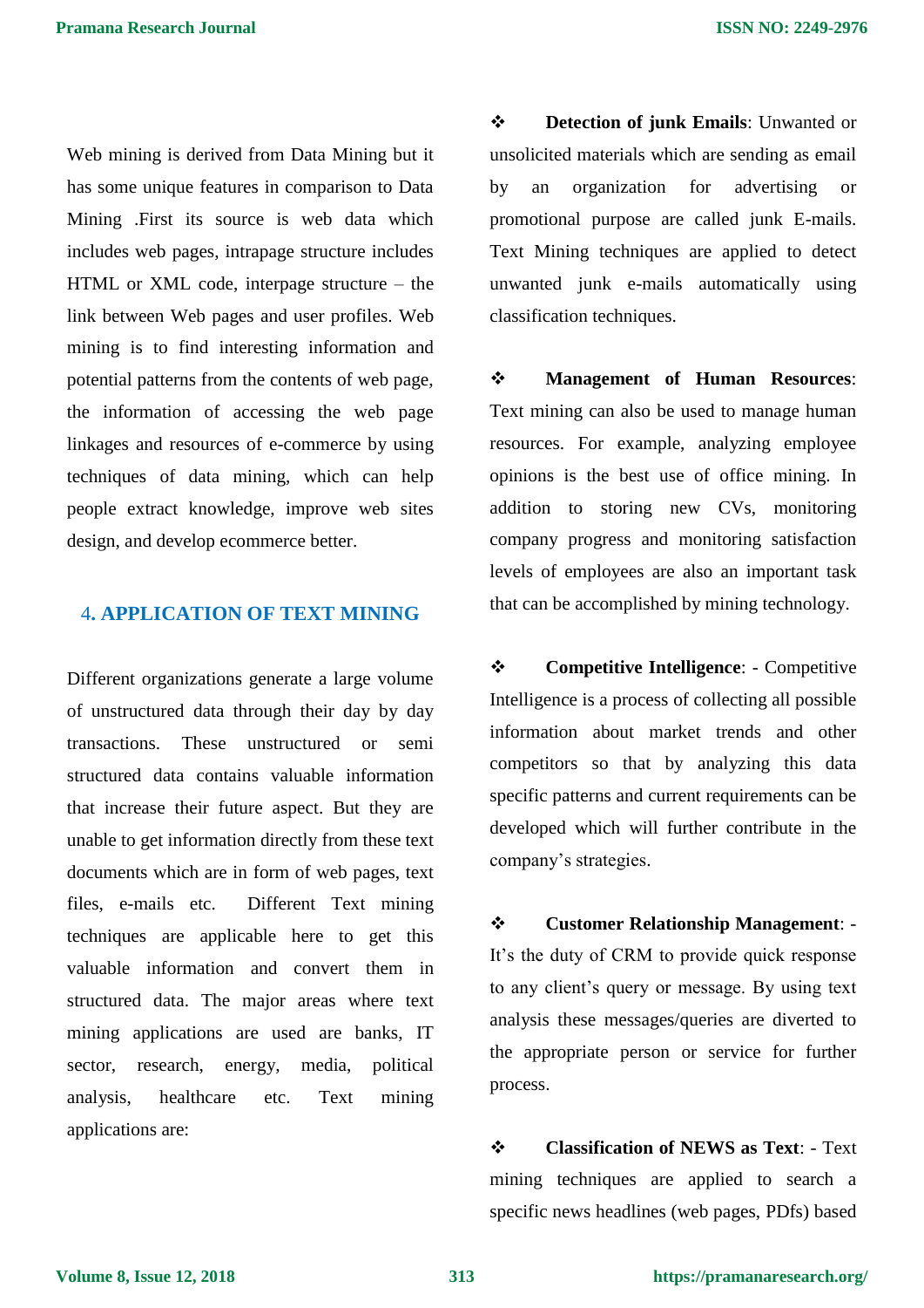Web mining is derived from Data Mining but it has some unique features in comparison to Data Mining .First its source is web data which includes web pages, intrapage structure includes HTML or XML code, interpage structure – the link between Web pages and user profiles. Web mining is to find interesting information and potential patterns from the contents of web page, the information of accessing the web page linkages and resources of e-commerce by using techniques of data mining, which can help people extract knowledge, improve web sites design, and develop ecommerce better.

## 4. APPLICATION OF TEXT MINING

Different organizations generate a large volume of unstructured data through their day by day transactions. These unstructured or semi structured data contains valuable information that increase their future aspect. But they are unable to get information directly from these text documents which are in form of web pages, text files, e-mails etc. Different Text mining techniques are applicable here to get this valuable information and convert them in structured data. The major areas where text mining applications are used are banks, IT sector, research, energy, media, political analysis, healthcare etc. Text mining applications are:

- ❖ **Detection of junk Emails**: Unwanted or unsolicited materials which are sending as email by an organization for advertising or promotional purpose are called junk E-mails. Text Mining techniques are applied to detect unwanted junk e-mails automatically using classification techniques.

- ❖ **Management of Human Resources**: Text mining can also be used to manage human resources. For example, analyzing employee opinions is the best use of office mining. In addition to storing new CVs, monitoring company progress and monitoring satisfaction levels of employees are also an important task that can be accomplished by mining technology.

- ❖ **Competitive Intelligence**: - Competitive Intelligence is a process of collecting all possible information about market trends and other competitors so that by analyzing this data specific patterns and current requirements can be developed which will further contribute in the company's strategies.

- ❖ **Customer Relationship Management**: - It's the duty of CRM to provide quick response to any client's query or message. By using text analysis these messages/queries are diverted to the appropriate person or service for further process.

- ❖ **Classification of NEWS as Text**: - Text mining techniques are applied to search a specific news headlines (web pages, PDfs) based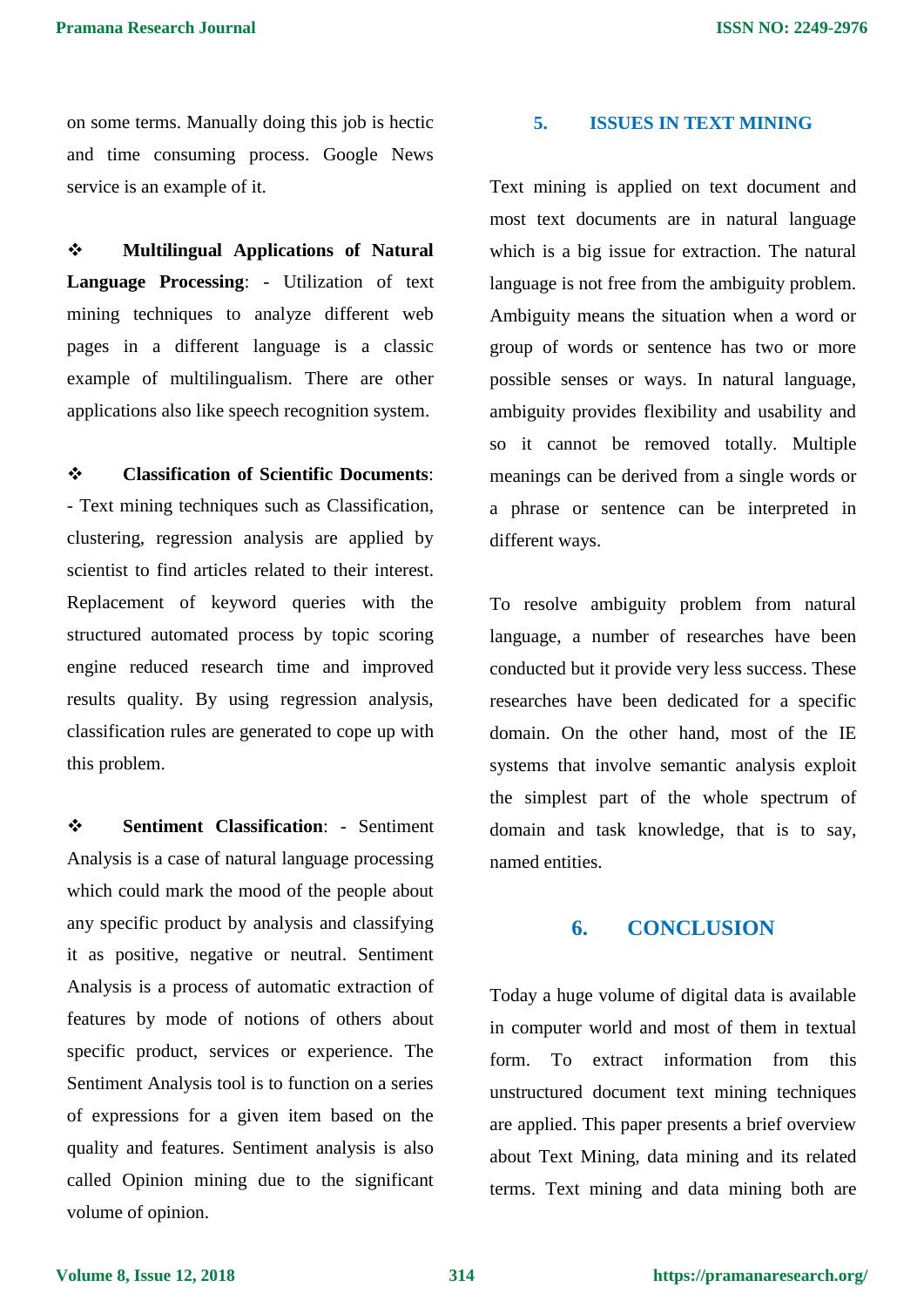on some terms. Manually doing this job is hectic and time consuming process. Google News service is an example of it.

❖ **Multilingual Applications of Natural Language Processing**: - Utilization of text mining techniques to analyze different web pages in a different language is a classic example of multilingualism. There are other applications also like speech recognition system.

❖ **Classification of Scientific Documents**: - Text mining techniques such as Classification, clustering, regression analysis are applied by scientist to find articles related to their interest. Replacement of keyword queries with the structured automated process by topic scoring engine reduced research time and improved results quality. By using regression analysis, classification rules are generated to cope up with this problem.

❖ **Sentiment Classification**: - Sentiment Analysis is a case of natural language processing which could mark the mood of the people about any specific product by analysis and classifying it as positive, negative or neutral. Sentiment Analysis is a process of automatic extraction of features by mode of notions of others about specific product, services or experience. The Sentiment Analysis tool is to function on a series of expressions for a given item based on the quality and features. Sentiment analysis is also called Opinion mining due to the significant volume of opinion.

## 5. ISSUES IN TEXT MINING

Text mining is applied on text document and most text documents are in natural language which is a big issue for extraction. The natural language is not free from the ambiguity problem. Ambiguity means the situation when a word or group of words or sentence has two or more possible senses or ways. In natural language, ambiguity provides flexibility and usability and so it cannot be removed totally. Multiple meanings can be derived from a single words or a phrase or sentence can be interpreted in different ways.

To resolve ambiguity problem from natural language, a number of researches have been conducted but it provide very less success. These researches have been dedicated for a specific domain. On the other hand, most of the IE systems that involve semantic analysis exploit the simplest part of the whole spectrum of domain and task knowledge, that is to say, named entities.

## 6. CONCLUSION

Today a huge volume of digital data is available in computer world and most of them in textual form. To extract information from this unstructured document text mining techniques are applied. This paper presents a brief overview about Text Mining, data mining and its related terms. Text mining and data mining both are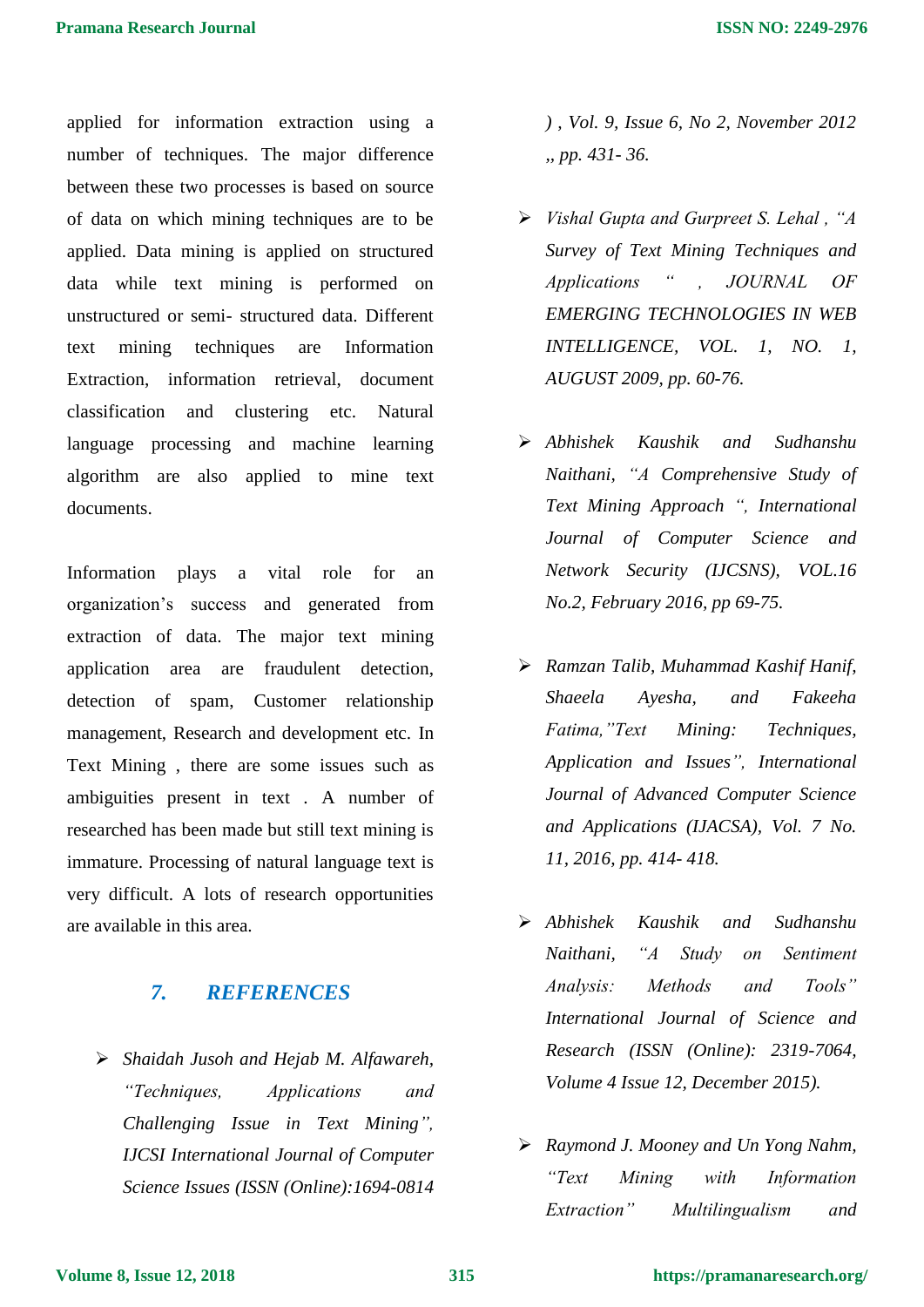applied for information extraction using a number of techniques. The major difference between these two processes is based on source of data on which mining techniques are to be applied. Data mining is applied on structured data while text mining is performed on unstructured or semi- structured data. Different text mining techniques are Information Extraction, information retrieval, document classification and clustering etc. Natural language processing and machine learning algorithm are also applied to mine text documents.

Information plays a vital role for an organization's success and generated from extraction of data. The major text mining application area are fraudulent detection, detection of spam, Customer relationship management, Research and development etc. In Text Mining , there are some issues such as ambiguities present in text . A number of researched has been made but still text mining is immature. Processing of natural language text is very difficult. A lots of research opportunities are available in this area.

## 7. REFERENCES

- *Shaidah Jusoh and Hejab M. Alfawareh, "Techniques, Applications and Challenging Issue in Text Mining", IJCSI International Journal of Computer Science Issues (ISSN (Online):1694-0814 ) , Vol. 9, Issue 6, No 2, November 2012 ,, pp. 431- 36.*
- *Vishal Gupta and Gurpreet S. Lehal , "A Survey of Text Mining Techniques and Applications " , JOURNAL OF EMERGING TECHNOLOGIES IN WEB INTELLIGENCE, VOL. 1, NO. 1, AUGUST 2009, pp. 60-76.*
- *Abhishek Kaushik and Sudhanshu Naithani, "A Comprehensive Study of Text Mining Approach ", International Journal of Computer Science and Network Security (IJCSNS), VOL.16 No.2, February 2016, pp 69-75.*
- *Ramzan Talib, Muhammad Kashif Hanif, Shaeela Ayesha, and Fakeeha Fatima,"Text Mining: Techniques, Application and Issues", International Journal of Advanced Computer Science and Applications (IJACSA), Vol. 7 No. 11, 2016, pp. 414- 418.*
- *Abhishek Kaushik and Sudhanshu Naithani, "A Study on Sentiment Analysis: Methods and Tools" International Journal of Science and Research (ISSN (Online): 2319-7064, Volume 4 Issue 12, December 2015).*
- *Raymond J. Mooney and Un Yong Nahm, "Text Mining with Information Extraction" Multilingualism and*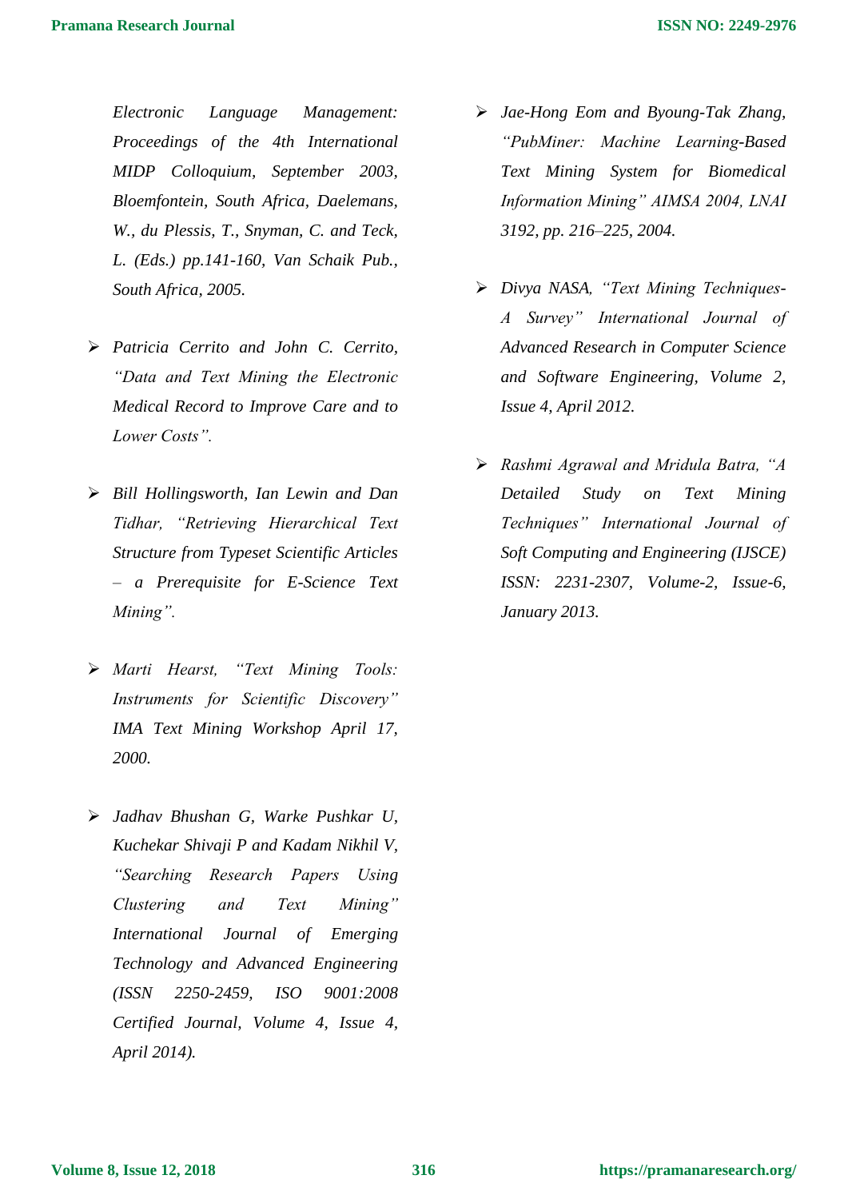*Electronic Language Management: Proceedings of the 4th International MIDP Colloquium, September 2003, Bloemfontein, South Africa, Daelemans, W., du Plessis, T., Snyman, C. and Teck, L. (Eds.) pp.141-160, Van Schaik Pub., South Africa, 2005.*

- *Patricia Cerrito and John C. Cerrito, "Data and Text Mining the Electronic Medical Record to Improve Care and to Lower Costs".*
- *Bill Hollingsworth, Ian Lewin and Dan Tidhar, "Retrieving Hierarchical Text Structure from Typeset Scientific Articles – a Prerequisite for E-Science Text Mining".*
- *Marti Hearst, "Text Mining Tools: Instruments for Scientific Discovery" IMA Text Mining Workshop April 17, 2000.*
- *Jadhav Bhushan G, Warke Pushkar U, Kuchekar Shivaji P and Kadam Nikhil V, "Searching Research Papers Using Clustering and Text Mining" International Journal of Emerging Technology and Advanced Engineering (ISSN 2250-2459, ISO 9001:2008 Certified Journal, Volume 4, Issue 4, April 2014).*
- *Jae-Hong Eom and Byoung-Tak Zhang, "PubMiner: Machine Learning-Based Text Mining System for Biomedical Information Mining" AIMSA 2004, LNAI 3192, pp. 216–225, 2004.*
- *Divya NASA, "Text Mining Techniques- A Survey" International Journal of Advanced Research in Computer Science and Software Engineering, Volume 2, Issue 4, April 2012.*
- *Rashmi Agrawal and Mridula Batra, "A Detailed Study on Text Mining Techniques" International Journal of Soft Computing and Engineering (IJSCE) ISSN: 2231-2307, Volume-2, Issue-6, January 2013.*